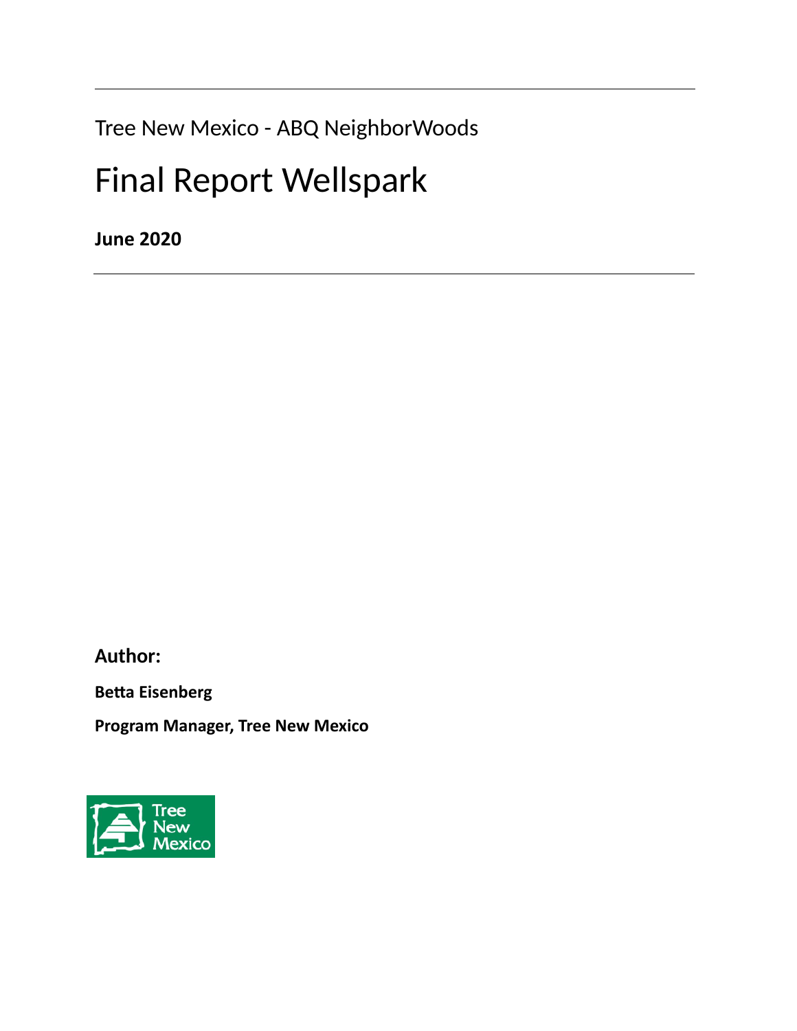Tree New Mexico - ABQ NeighborWoods

# Final Report Wellspark

**June 2020**

**Author:**

**Betta Eisenberg**

**Program Manager, Tree New Mexico**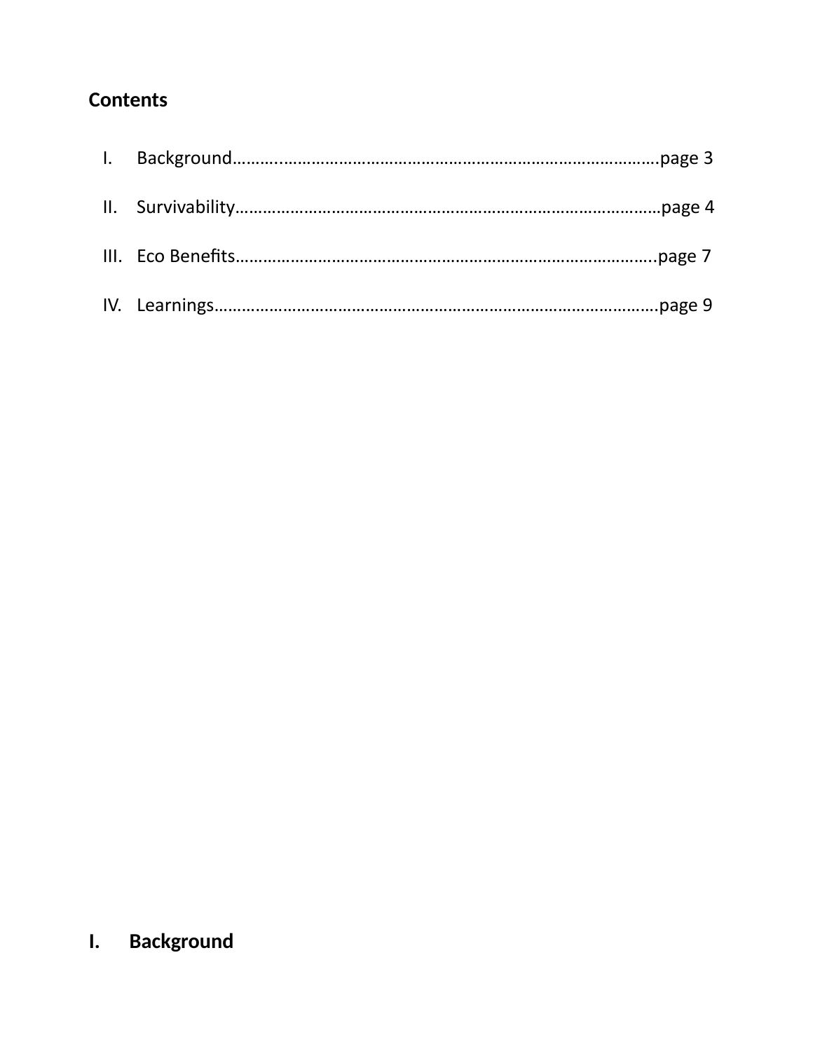**Contents**

I. Background……..………………………………………………………………………page 3

II. Survivability………………………………………………………………………………page 4

III. Eco Benefits……………………………………………………………………………..page 7

IV. Learnings………………………………………………………………………………….page 9

# I. Background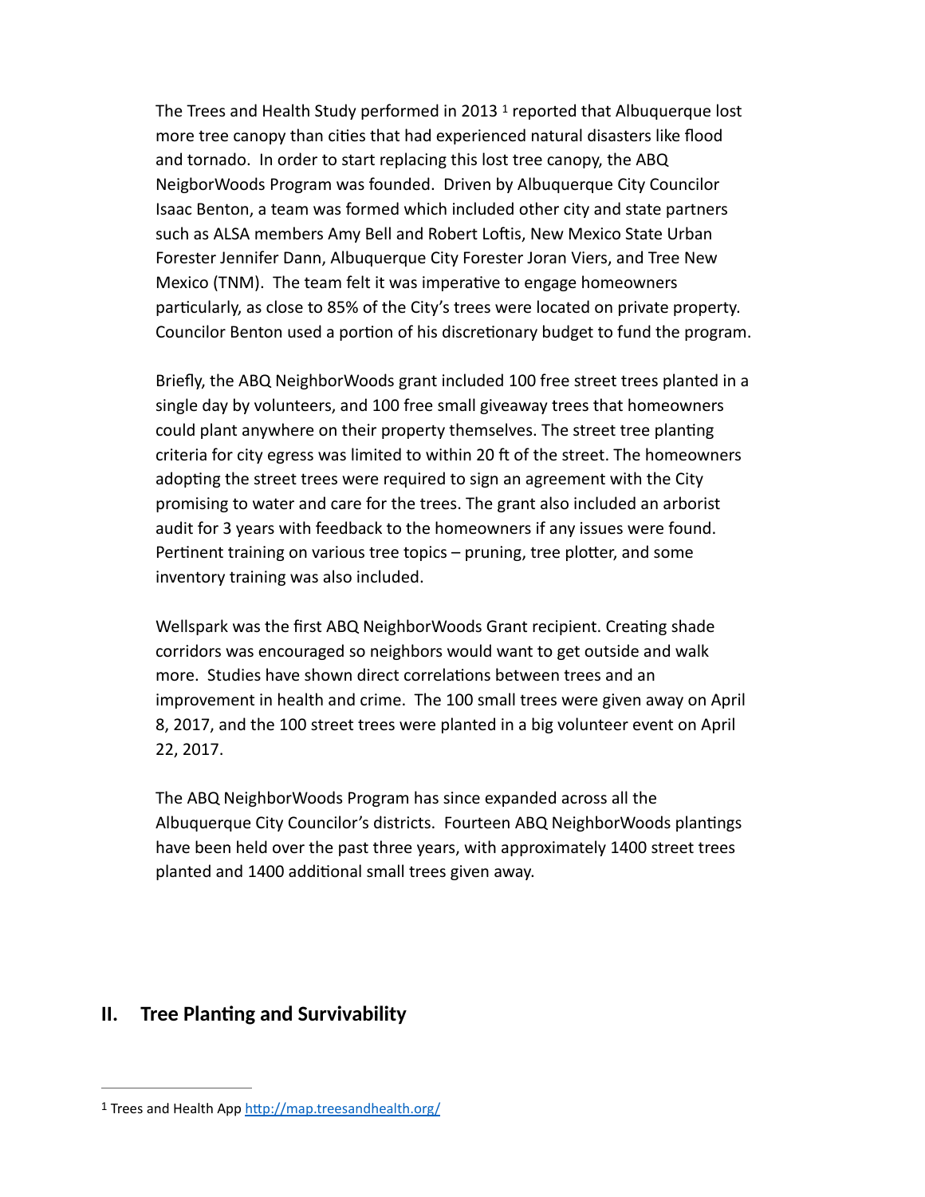The Trees and Health Study performed in 2013 [1] reported that Albuquerque lost more tree canopy than cities that had experienced natural disasters like flood and tornado. In order to start replacing this lost tree canopy, the ABQ NeigborWoods Program was founded. Driven by Albuquerque City Councilor Isaac Benton, a team was formed which included other city and state partners such as ALSA members Amy Bell and Robert Loftis, New Mexico State Urban Forester Jennifer Dann, Albuquerque City Forester Joran Viers, and Tree New Mexico (TNM). The team felt it was imperative to engage homeowners particularly, as close to 85% of the City's trees were located on private property. Councilor Benton used a portion of his discretionary budget to fund the program.

Briefly, the ABQ NeighborWoods grant included 100 free street trees planted in a single day by volunteers, and 100 free small giveaway trees that homeowners could plant anywhere on their property themselves. The street tree planting criteria for city egress was limited to within 20 ft of the street. The homeowners adopting the street trees were required to sign an agreement with the City promising to water and care for the trees. The grant also included an arborist audit for 3 years with feedback to the homeowners if any issues were found. Pertinent training on various tree topics – pruning, tree plotter, and some inventory training was also included.

Wellspark was the first ABQ NeighborWoods Grant recipient. Creating shade corridors was encouraged so neighbors would want to get outside and walk more. Studies have shown direct correlations between trees and an improvement in health and crime. The 100 small trees were given away on April 8, 2017, and the 100 street trees were planted in a big volunteer event on April 22, 2017.

The ABQ NeighborWoods Program has since expanded across all the Albuquerque City Councilor's districts. Fourteen ABQ NeighborWoods plantings have been held over the past three years, with approximately 1400 street trees planted and 1400 additional small trees given away.

## II. Tree Planting and Survivability

---

[1] Trees and Health App http://map.treesandhealth.org/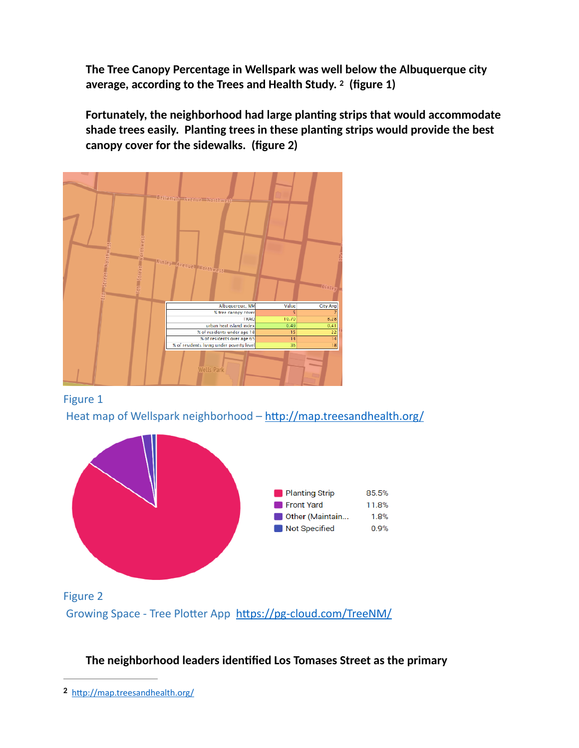**The Tree Canopy Percentage in Wellspark was well below the Albuquerque city average, according to the Trees and Health Study.** [2] **(figure 1)**

**Fortunately, the neighborhood had large planting strips that would accommodate shade trees easily. Planting trees in these planting strips would provide the best canopy cover for the sidewalks. (figure 2)**

| Albuquerque, NM | Value | City Avg |
|---|---|---|
| % tree canopy cover | 5 | 7 |
| TRAQ | 10.70 | 8.28 |
| urban heat island index | 0.49 | 0.41 |
| % of residents under age 18 | 15 | 22 |
| % of residents over age 65 | 14 | 14 |
| % of residents living under poverty level | 36 | 18 |

Figure 1

Heat map of Wellspark neighborhood – http://map.treesandhealth.org/

| | |
|---|---|
| Planting Strip | 85.5% |
| Front Yard | 11.8% |
| Other (Maintain... | 1.8% |
| Not Specified | 0.9% |

Figure 2

Growing Space - Tree Plotter App https://pg-cloud.com/TreeNM/

**The neighborhood leaders identified Los Tomases Street as the primary**

---

[2] http://map.treesandhealth.org/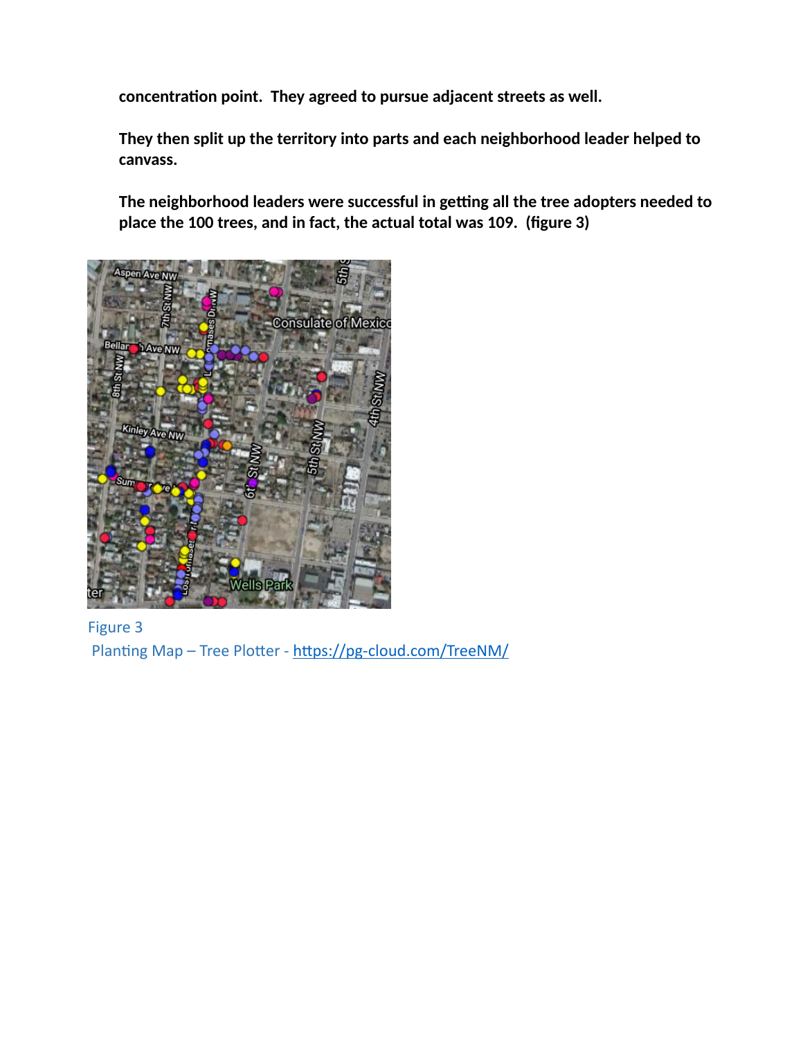**concentration point. They agreed to pursue adjacent streets as well.**

**They then split up the territory into parts and each neighborhood leader helped to canvass.**

**The neighborhood leaders were successful in getting all the tree adopters needed to place the 100 trees, and in fact, the actual total was 109. (figure 3)**

Figure 3
Planting Map – Tree Plotter - https://pg-cloud.com/TreeNM/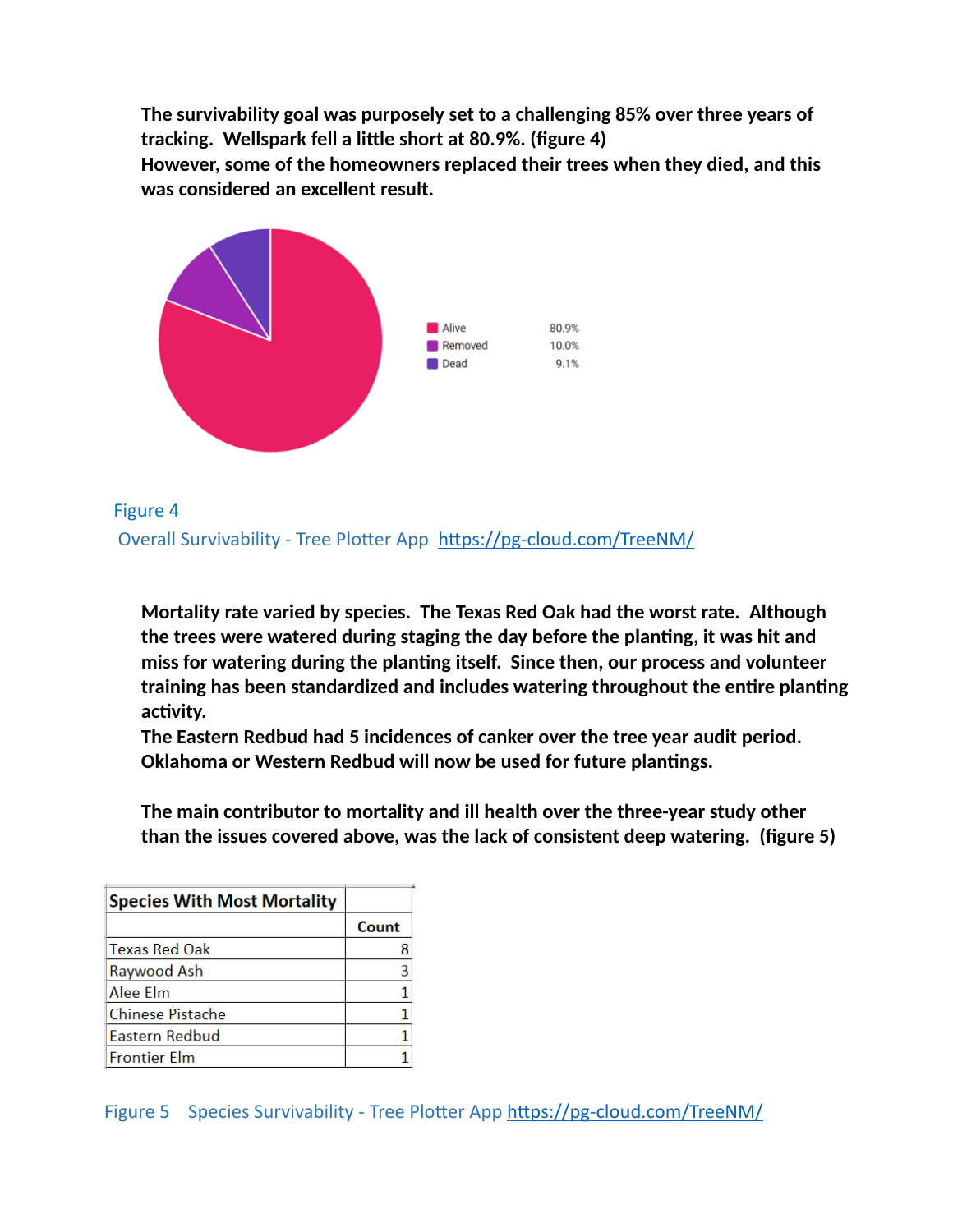**The survivability goal was purposely set to a challenging 85% over three years of tracking. Wellspark fell a little short at 80.9%. (figure 4)**
**However, some of the homeowners replaced their trees when they died, and this was considered an excellent result.**

| | |
|---|---|
| Alive | 80.9% |
| Removed | 10.0% |
| Dead | 9.1% |

Figure 4
Overall Survivability - Tree Plotter App https://pg-cloud.com/TreeNM/

**Mortality rate varied by species. The Texas Red Oak had the worst rate. Although the trees were watered during staging the day before the planting, it was hit and miss for watering during the planting itself. Since then, our process and volunteer training has been standardized and includes watering throughout the entire planting activity.**
**The Eastern Redbud had 5 incidences of canker over the tree year audit period. Oklahoma or Western Redbud will now be used for future plantings.**

**The main contributor to mortality and ill health over the three-year study other than the issues covered above, was the lack of consistent deep watering. (figure 5)**

| Species With Most Mortality | Count |
|---|---|
| Texas Red Oak | 8 |
| Raywood Ash | 3 |
| Alee Elm | 1 |
| Chinese Pistache | 1 |
| Eastern Redbud | 1 |
| Frontier Elm | 1 |

Figure 5 Species Survivability - Tree Plotter App https://pg-cloud.com/TreeNM/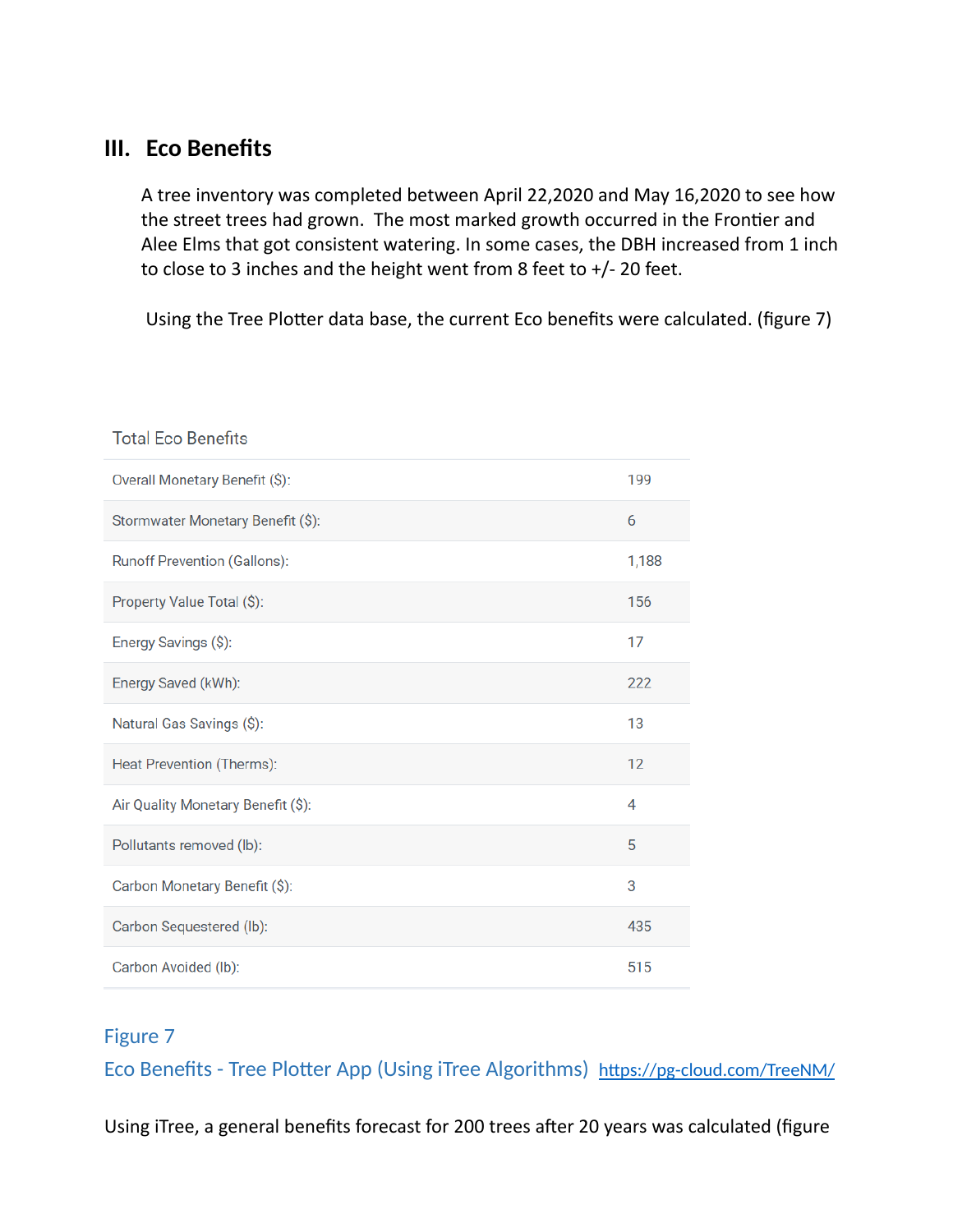## III. Eco Benefits

A tree inventory was completed between April 22,2020 and May 16,2020 to see how the street trees had grown. The most marked growth occurred in the Frontier and Alee Elms that got consistent watering. In some cases, the DBH increased from 1 inch to close to 3 inches and the height went from 8 feet to +/- 20 feet.

Using the Tree Plotter data base, the current Eco benefits were calculated. (figure 7)

| Total Eco Benefits | |
|---|---|
| Overall Monetary Benefit ($): | 199 |
| Stormwater Monetary Benefit ($): | 6 |
| Runoff Prevention (Gallons): | 1,188 |
| Property Value Total ($): | 156 |
| Energy Savings ($): | 17 |
| Energy Saved (kWh): | 222 |
| Natural Gas Savings ($): | 13 |
| Heat Prevention (Therms): | 12 |
| Air Quality Monetary Benefit ($): | 4 |
| Pollutants removed (lb): | 5 |
| Carbon Monetary Benefit ($): | 3 |
| Carbon Sequestered (lb): | 435 |
| Carbon Avoided (lb): | 515 |

Figure 7

Eco Benefits - Tree Plotter App (Using iTree Algorithms) https://pg-cloud.com/TreeNM/

Using iTree, a general benefits forecast for 200 trees after 20 years was calculated (figure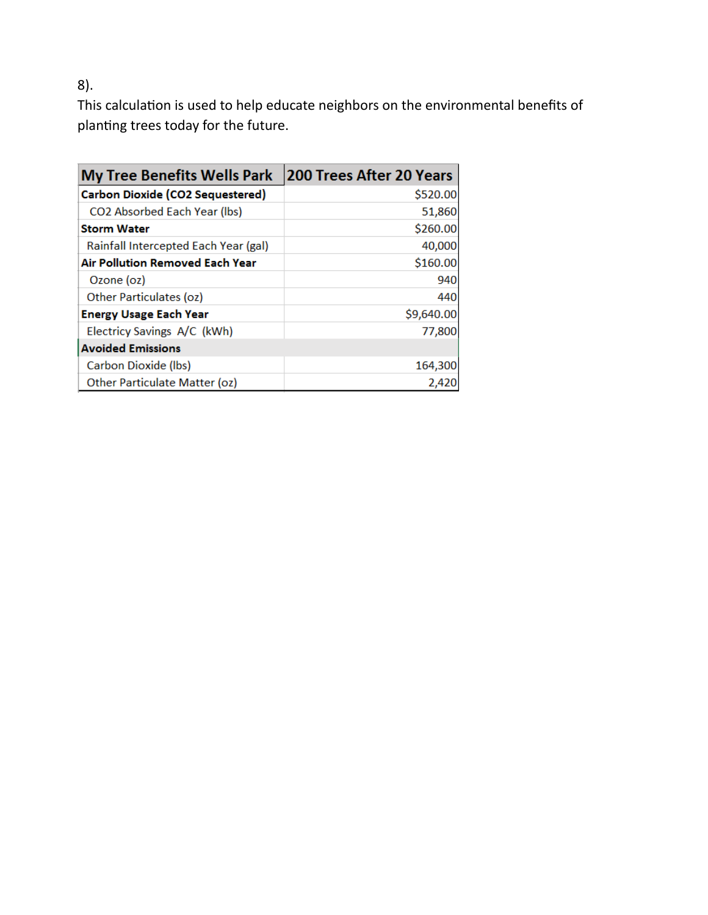8).

This calculation is used to help educate neighbors on the environmental benefits of planting trees today for the future.

| My Tree Benefits Wells Park | 200 Trees After 20 Years |
|---|---|
| **Carbon Dioxide ( $CO_2$ Sequestered)** | $520.00 |
| $CO_2$ Absorbed Each Year (lbs) | 51,860 |
| **Storm Water** | $260.00 |
| Rainfall Intercepted Each Year (gal) | 40,000 |
| **Air Pollution Removed Each Year** | $160.00 |
| Ozone (oz) | 940 |
| Other Particulates (oz) | 440 |
| **Energy Usage Each Year** | $9,640.00 |
| Electricy Savings A/C (kWh) | 77,800 |
| **Avoided Emissions** | |
| Carbon Dioxide (lbs) | 164,300 |
| Other Particulate Matter (oz) | 2,420 |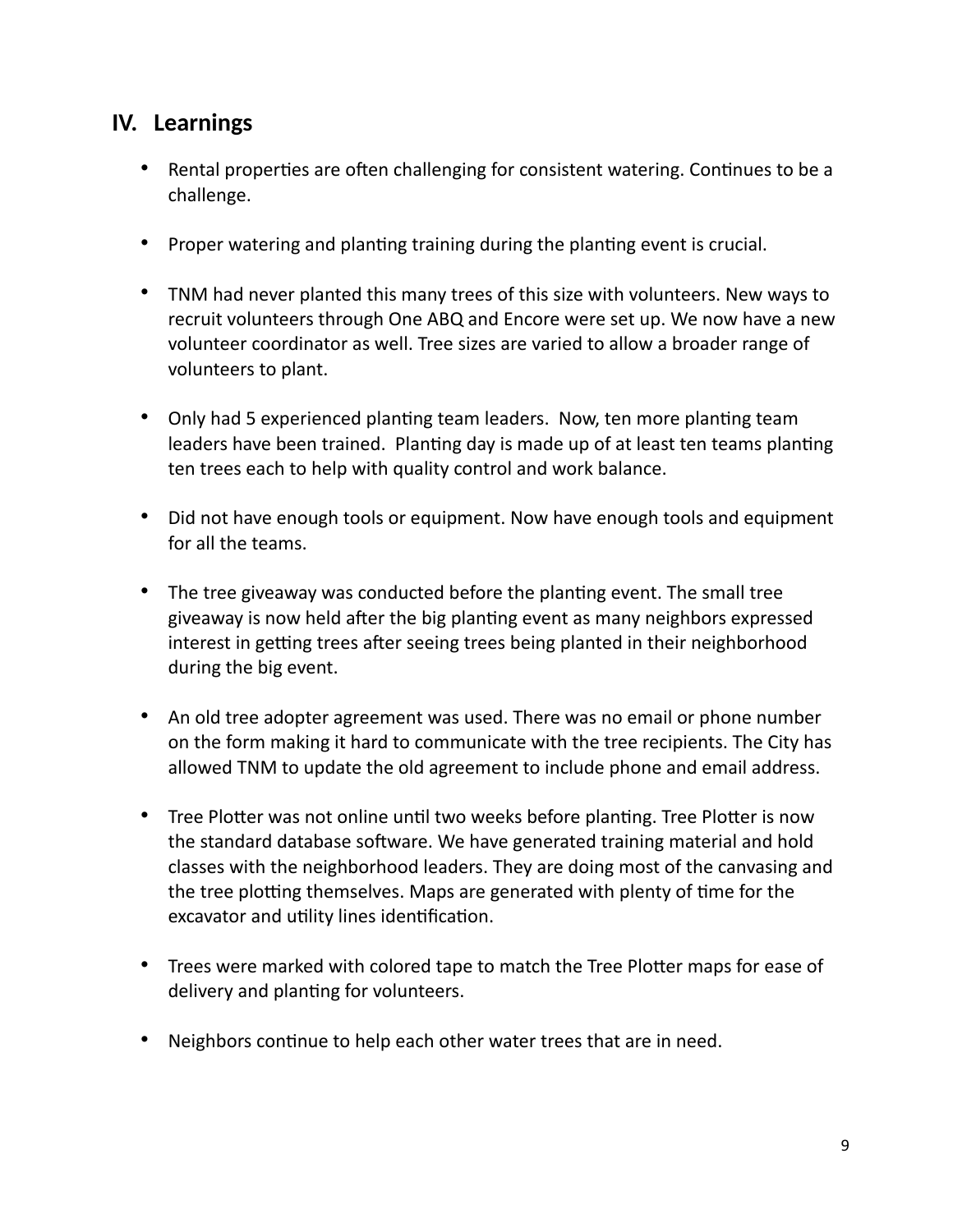## IV. Learnings

- Rental properties are often challenging for consistent watering. Continues to be a challenge.

- Proper watering and planting training during the planting event is crucial.

- TNM had never planted this many trees of this size with volunteers. New ways to recruit volunteers through One ABQ and Encore were set up. We now have a new volunteer coordinator as well. Tree sizes are varied to allow a broader range of volunteers to plant.

- Only had 5 experienced planting team leaders. Now, ten more planting team leaders have been trained. Planting day is made up of at least ten teams planting ten trees each to help with quality control and work balance.

- Did not have enough tools or equipment. Now have enough tools and equipment for all the teams.

- The tree giveaway was conducted before the planting event. The small tree giveaway is now held after the big planting event as many neighbors expressed interest in getting trees after seeing trees being planted in their neighborhood during the big event.

- An old tree adopter agreement was used. There was no email or phone number on the form making it hard to communicate with the tree recipients. The City has allowed TNM to update the old agreement to include phone and email address.

- Tree Plotter was not online until two weeks before planting. Tree Plotter is now the standard database software. We have generated training material and hold classes with the neighborhood leaders. They are doing most of the canvasing and the tree plotting themselves. Maps are generated with plenty of time for the excavator and utility lines identification.

- Trees were marked with colored tape to match the Tree Plotter maps for ease of delivery and planting for volunteers.

- Neighbors continue to help each other water trees that are in need.